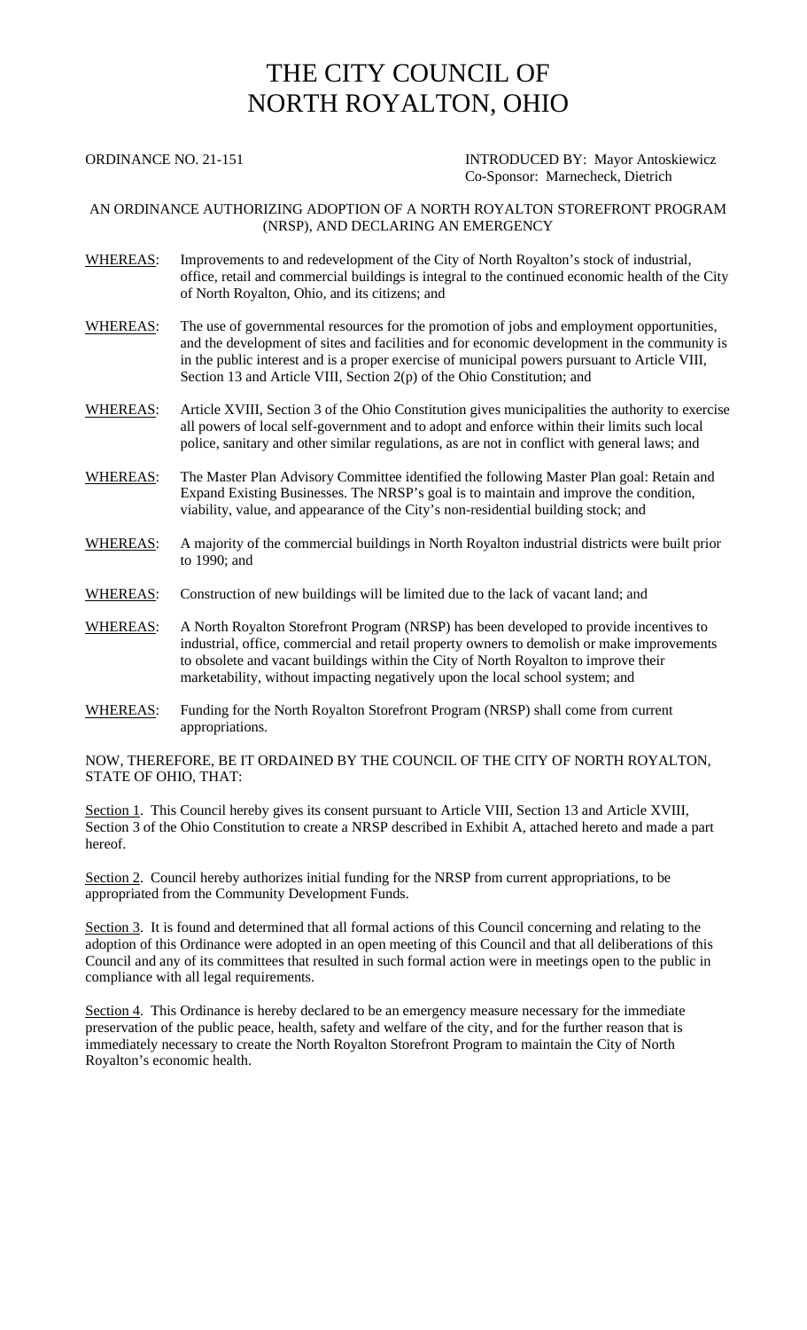# THE CITY COUNCIL OF NORTH ROYALTON, OHIO

ORDINANCE NO. 21-151

INTRODUCED BY: Mayor Antoskiewicz
Co-Sponsor: Marnecheck, Dietrich

AN ORDINANCE AUTHORIZING ADOPTION OF A NORTH ROYALTON STOREFRONT PROGRAM (NRSP), AND DECLARING AN EMERGENCY

WHEREAS: Improvements to and redevelopment of the City of North Royalton's stock of industrial, office, retail and commercial buildings is integral to the continued economic health of the City of North Royalton, Ohio, and its citizens; and

WHEREAS: The use of governmental resources for the promotion of jobs and employment opportunities, and the development of sites and facilities and for economic development in the community is in the public interest and is a proper exercise of municipal powers pursuant to Article VIII, Section 13 and Article VIII, Section 2(p) of the Ohio Constitution; and

WHEREAS: Article XVIII, Section 3 of the Ohio Constitution gives municipalities the authority to exercise all powers of local self-government and to adopt and enforce within their limits such local police, sanitary and other similar regulations, as are not in conflict with general laws; and

WHEREAS: The Master Plan Advisory Committee identified the following Master Plan goal: Retain and Expand Existing Businesses. The NRSP's goal is to maintain and improve the condition, viability, value, and appearance of the City's non-residential building stock; and

WHEREAS: A majority of the commercial buildings in North Royalton industrial districts were built prior to 1990; and

WHEREAS: Construction of new buildings will be limited due to the lack of vacant land; and

WHEREAS: A North Royalton Storefront Program (NRSP) has been developed to provide incentives to industrial, office, commercial and retail property owners to demolish or make improvements to obsolete and vacant buildings within the City of North Royalton to improve their marketability, without impacting negatively upon the local school system; and

WHEREAS: Funding for the North Royalton Storefront Program (NRSP) shall come from current appropriations.

NOW, THEREFORE, BE IT ORDAINED BY THE COUNCIL OF THE CITY OF NORTH ROYALTON, STATE OF OHIO, THAT:

Section 1. This Council hereby gives its consent pursuant to Article VIII, Section 13 and Article XVIII, Section 3 of the Ohio Constitution to create a NRSP described in Exhibit A, attached hereto and made a part hereof.

Section 2. Council hereby authorizes initial funding for the NRSP from current appropriations, to be appropriated from the Community Development Funds.

Section 3. It is found and determined that all formal actions of this Council concerning and relating to the adoption of this Ordinance were adopted in an open meeting of this Council and that all deliberations of this Council and any of its committees that resulted in such formal action were in meetings open to the public in compliance with all legal requirements.

Section 4. This Ordinance is hereby declared to be an emergency measure necessary for the immediate preservation of the public peace, health, safety and welfare of the city, and for the further reason that is immediately necessary to create the North Royalton Storefront Program to maintain the City of North Royalton's economic health.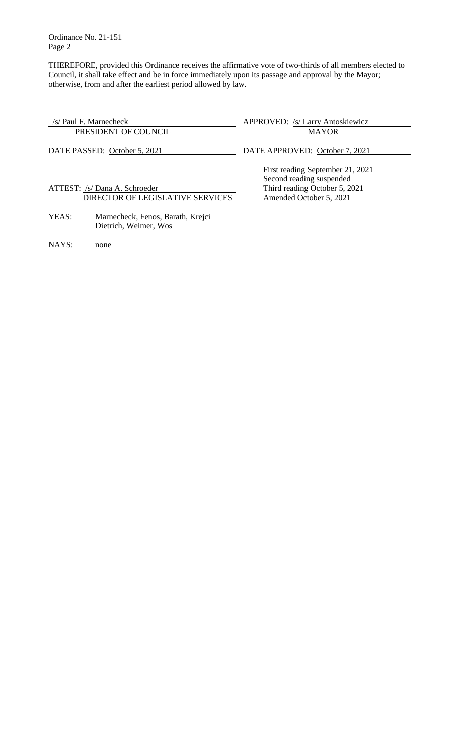THEREFORE, provided this Ordinance receives the affirmative vote of two-thirds of all members elected to Council, it shall take effect and be in force immediately upon its passage and approval by the Mayor; otherwise, from and after the earliest period allowed by law.

/s/ Paul F. Marnecheck
PRESIDENT OF COUNCIL

APPROVED: /s/ Larry Antoskiewicz
MAYOR

DATE PASSED: October 5, 2021

DATE APPROVED: October 7, 2021

ATTEST: /s/ Dana A. Schroeder
DIRECTOR OF LEGISLATIVE SERVICES

First reading September 21, 2021
Second reading suspended
Third reading October 5, 2021
Amended October 5, 2021

YEAS: Marnecheck, Fenos, Barath, Krejci Dietrich, Weimer, Wos

NAYS: none